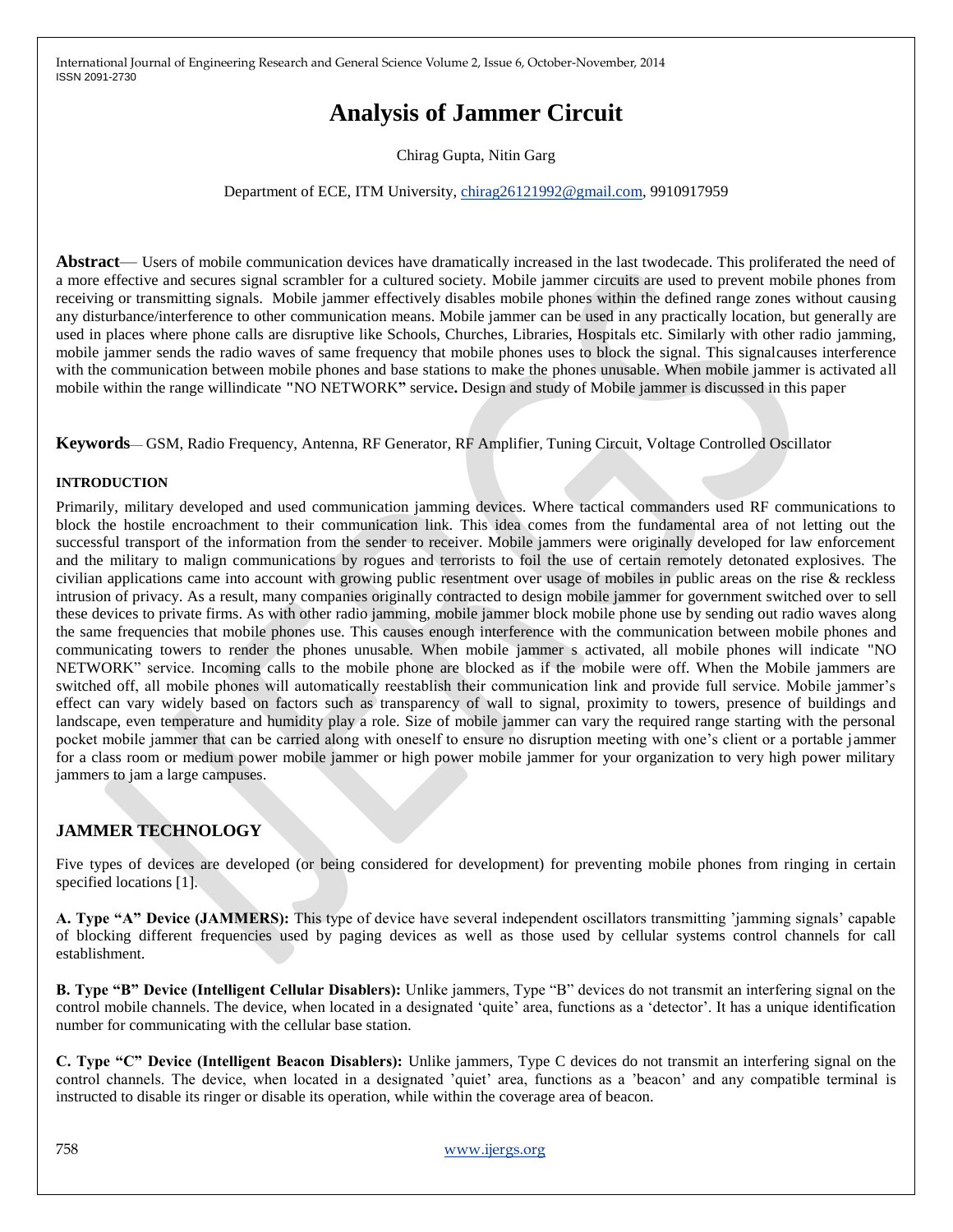# Analysis of Jammer Circuit

Chirag Gupta, Nitin Garg

Department of ECE, ITM University, chirag26121992@gmail.com, 9910917959

**Abstract**— Users of mobile communication devices have dramatically increased in the last twodecade. This proliferated the need of a more effective and secures signal scrambler for a cultured society. Mobile jammer circuits are used to prevent mobile phones from receiving or transmitting signals. Mobile jammer effectively disables mobile phones within the defined range zones without causing any disturbance/interference to other communication means. Mobile jammer can be used in any practically location, but generally are used in places where phone calls are disruptive like Schools, Churches, Libraries, Hospitals etc. Similarly with other radio jamming, mobile jammer sends the radio waves of same frequency that mobile phones uses to block the signal. This signalcauses interference with the communication between mobile phones and base stations to make the phones unusable. When mobile jammer is activated all mobile within the range willindicate **"**NO NETWORK**"** service**.** Design and study of Mobile jammer is discussed in this paper

**Keywords**— GSM, Radio Frequency, Antenna, RF Generator, RF Amplifier, Tuning Circuit, Voltage Controlled Oscillator

## INTRODUCTION

Primarily, military developed and used communication jamming devices. Where tactical commanders used RF communications to block the hostile encroachment to their communication link. This idea comes from the fundamental area of not letting out the successful transport of the information from the sender to receiver. Mobile jammers were originally developed for law enforcement and the military to malign communications by rogues and terrorists to foil the use of certain remotely detonated explosives. The civilian applications came into account with growing public resentment over usage of mobiles in public areas on the rise & reckless intrusion of privacy. As a result, many companies originally contracted to design mobile jammer for government switched over to sell these devices to private firms. As with other radio jamming, mobile jammer block mobile phone use by sending out radio waves along the same frequencies that mobile phones use. This causes enough interference with the communication between mobile phones and communicating towers to render the phones unusable. When mobile jammer s activated, all mobile phones will indicate "NO NETWORK" service. Incoming calls to the mobile phone are blocked as if the mobile were off. When the Mobile jammers are switched off, all mobile phones will automatically reestablish their communication link and provide full service. Mobile jammer's effect can vary widely based on factors such as transparency of wall to signal, proximity to towers, presence of buildings and landscape, even temperature and humidity play a role. Size of mobile jammer can vary the required range starting with the personal pocket mobile jammer that can be carried along with oneself to ensure no disruption meeting with one's client or a portable jammer for a class room or medium power mobile jammer or high power mobile jammer for your organization to very high power military jammers to jam a large campuses.

## JAMMER TECHNOLOGY

Five types of devices are developed (or being considered for development) for preventing mobile phones from ringing in certain specified locations [1].

**A. Type "A" Device (JAMMERS):** This type of device have several independent oscillators transmitting 'jamming signals' capable of blocking different frequencies used by paging devices as well as those used by cellular systems control channels for call establishment.

**B. Type "B" Device (Intelligent Cellular Disablers):** Unlike jammers, Type "B" devices do not transmit an interfering signal on the control mobile channels. The device, when located in a designated 'quite' area, functions as a 'detector'. It has a unique identification number for communicating with the cellular base station.

**C. Type "C" Device (Intelligent Beacon Disablers):** Unlike jammers, Type C devices do not transmit an interfering signal on the control channels. The device, when located in a designated 'quiet' area, functions as a 'beacon' and any compatible terminal is instructed to disable its ringer or disable its operation, while within the coverage area of beacon.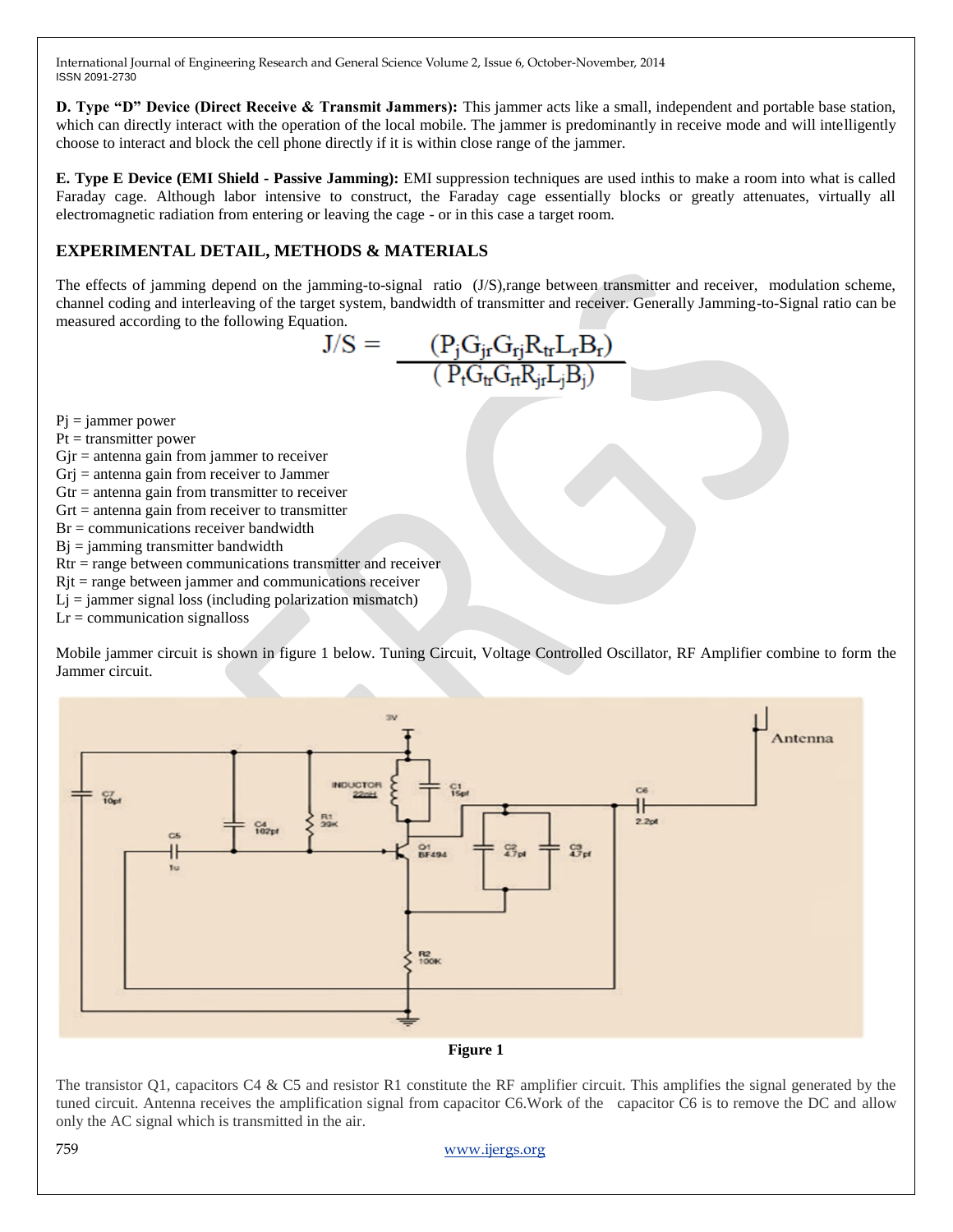**D. Type "D" Device (Direct Receive & Transmit Jammers):** This jammer acts like a small, independent and portable base station, which can directly interact with the operation of the local mobile. The jammer is predominantly in receive mode and will intelligently choose to interact and block the cell phone directly if it is within close range of the jammer.

**E. Type E Device (EMI Shield - Passive Jamming):** EMI suppression techniques are used inthis to make a room into what is called Faraday cage. Although labor intensive to construct, the Faraday cage essentially blocks or greatly attenuates, virtually all electromagnetic radiation from entering or leaving the cage - or in this case a target room.

## EXPERIMENTAL DETAIL, METHODS & MATERIALS

The effects of jamming depend on the jamming-to-signal ratio (J/S),range between transmitter and receiver, modulation scheme, channel coding and interleaving of the target system, bandwidth of transmitter and receiver. Generally Jamming-to-Signal ratio can be measured according to the following Equation.

$$J/S = \frac{(P_j G_{jr} G_{rj} R_{tr} L_r B_r)}{(P_t G_{tr} G_{rt} R_{jr} L_j B_j)}$$

$P_j$ = jammer power  
$P_t$ = transmitter power  
$G_{jr}$ = antenna gain from jammer to receiver  
$G_{rj}$ = antenna gain from receiver to Jammer  
$G_{tr}$ = antenna gain from transmitter to receiver  
$G_{rt}$ = antenna gain from receiver to transmitter  
$B_r$ = communications receiver bandwidth  
$B_j$ = jamming transmitter bandwidth  
$R_{tr}$ = range between communications transmitter and receiver  
$R_{jt}$ = range between jammer and communications receiver  
$L_j$ = jammer signal loss (including polarization mismatch)  
$L_r$ = communication signalloss

Mobile jammer circuit is shown in figure 1 below. Tuning Circuit, Voltage Controlled Oscillator, RF Amplifier combine to form the Jammer circuit.

**Figure 1**

The transistor Q1, capacitors C4 & C5 and resistor R1 constitute the RF amplifier circuit. This amplifies the signal generated by the tuned circuit. Antenna receives the amplification signal from capacitor C6.Work of the capacitor C6 is to remove the DC and allow only the AC signal which is transmitted in the air.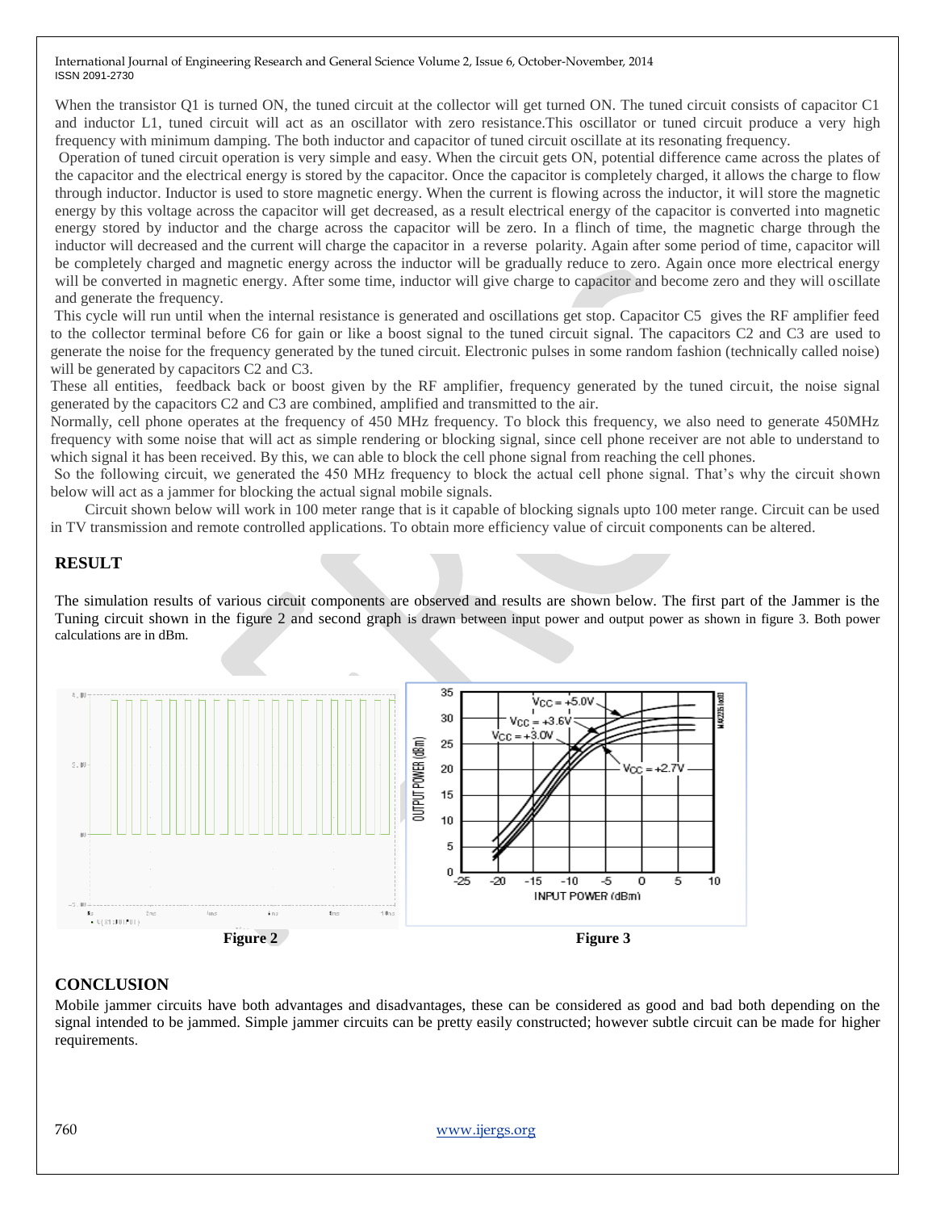When the transistor Q1 is turned ON, the tuned circuit at the collector will get turned ON. The tuned circuit consists of capacitor C1 and inductor L1, tuned circuit will act as an oscillator with zero resistance.This oscillator or tuned circuit produce a very high frequency with minimum damping. The both inductor and capacitor of tuned circuit oscillate at its resonating frequency.

Operation of tuned circuit operation is very simple and easy. When the circuit gets ON, potential difference came across the plates of the capacitor and the electrical energy is stored by the capacitor. Once the capacitor is completely charged, it allows the charge to flow through inductor. Inductor is used to store magnetic energy. When the current is flowing across the inductor, it will store the magnetic energy by this voltage across the capacitor will get decreased, as a result electrical energy of the capacitor is converted into magnetic energy stored by inductor and the charge across the capacitor will be zero. In a flinch of time, the magnetic charge through the inductor will decreased and the current will charge the capacitor in a reverse polarity. Again after some period of time, capacitor will be completely charged and magnetic energy across the inductor will be gradually reduce to zero. Again once more electrical energy will be converted in magnetic energy. After some time, inductor will give charge to capacitor and become zero and they will oscillate and generate the frequency.

This cycle will run until when the internal resistance is generated and oscillations get stop. Capacitor C5 gives the RF amplifier feed to the collector terminal before C6 for gain or like a boost signal to the tuned circuit signal. The capacitors C2 and C3 are used to generate the noise for the frequency generated by the tuned circuit. Electronic pulses in some random fashion (technically called noise) will be generated by capacitors C2 and C3.

These all entities, feedback back or boost given by the RF amplifier, frequency generated by the tuned circuit, the noise signal generated by the capacitors C2 and C3 are combined, amplified and transmitted to the air.

Normally, cell phone operates at the frequency of 450 MHz frequency. To block this frequency, we also need to generate 450MHz frequency with some noise that will act as simple rendering or blocking signal, since cell phone receiver are not able to understand to which signal it has been received. By this, we can able to block the cell phone signal from reaching the cell phones.

So the following circuit, we generated the 450 MHz frequency to block the actual cell phone signal. That's why the circuit shown below will act as a jammer for blocking the actual signal mobile signals.

Circuit shown below will work in 100 meter range that is it capable of blocking signals upto 100 meter range. Circuit can be used in TV transmission and remote controlled applications. To obtain more efficiency value of circuit components can be altered.

## RESULT

The simulation results of various circuit components are observed and results are shown below. The first part of the Jammer is the Tuning circuit shown in the figure 2 and second graph is drawn between input power and output power as shown in figure 3. Both power calculations are in dBm.

**Figure 2**

**Figure 3**

## CONCLUSION

Mobile jammer circuits have both advantages and disadvantages, these can be considered as good and bad both depending on the signal intended to be jammed. Simple jammer circuits can be pretty easily constructed; however subtle circuit can be made for higher requirements.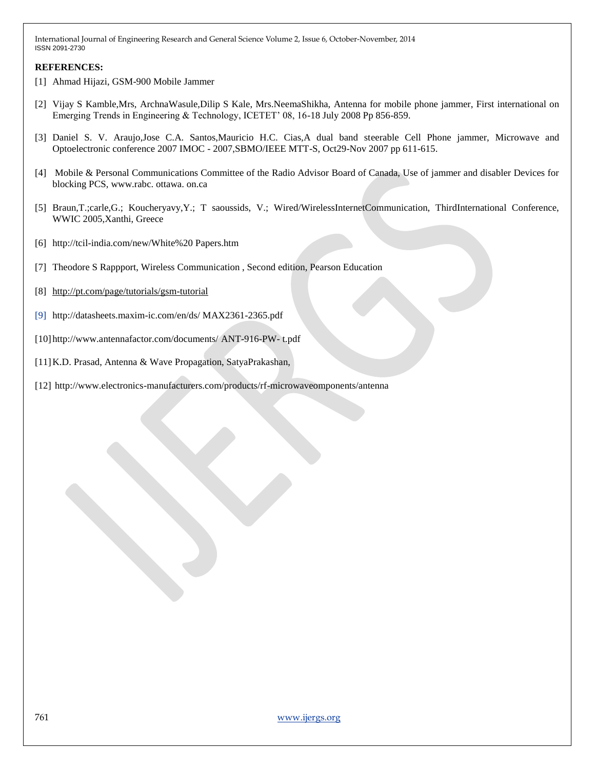**REFERENCES:**

[1] Ahmad Hijazi, GSM-900 Mobile Jammer

[2] Vijay S Kamble,Mrs, ArchnaWasule,Dilip S Kale, Mrs.NeemaShikha, Antenna for mobile phone jammer, First international on Emerging Trends in Engineering & Technology, ICETET' 08, 16-18 July 2008 Pp 856-859.

[3] Daniel S. V. Araujo,Jose C.A. Santos,Mauricio H.C. Cias,A dual band steerable Cell Phone jammer, Microwave and Optoelectronic conference 2007 IMOC - 2007,SBMO/IEEE MTT-S, Oct29-Nov 2007 pp 611-615.

[4] Mobile & Personal Communications Committee of the Radio Advisor Board of Canada, Use of jammer and disabler Devices for blocking PCS, www.rabc. ottawa. on.ca

[5] Braun,T.;carle,G.; Koucheryavy,Y.; T saoussids, V.; Wired/WirelessInternetCommunication, ThirdInternational Conference, WWIC 2005,Xanthi, Greece

[6] http://tcil-india.com/new/White%20 Papers.htm

[7] Theodore S Rappport, Wireless Communication , Second edition, Pearson Education

[8] http://pt.com/page/tutorials/gsm-tutorial

[9] http://datasheets.maxim-ic.com/en/ds/ MAX2361-2365.pdf

[10] http://www.antennafactor.com/documents/ ANT-916-PW- t.pdf

[11] K.D. Prasad, Antenna & Wave Propagation, SatyaPrakashan,

[12] http://www.electronics-manufacturers.com/products/rf-microwaveomponents/antenna